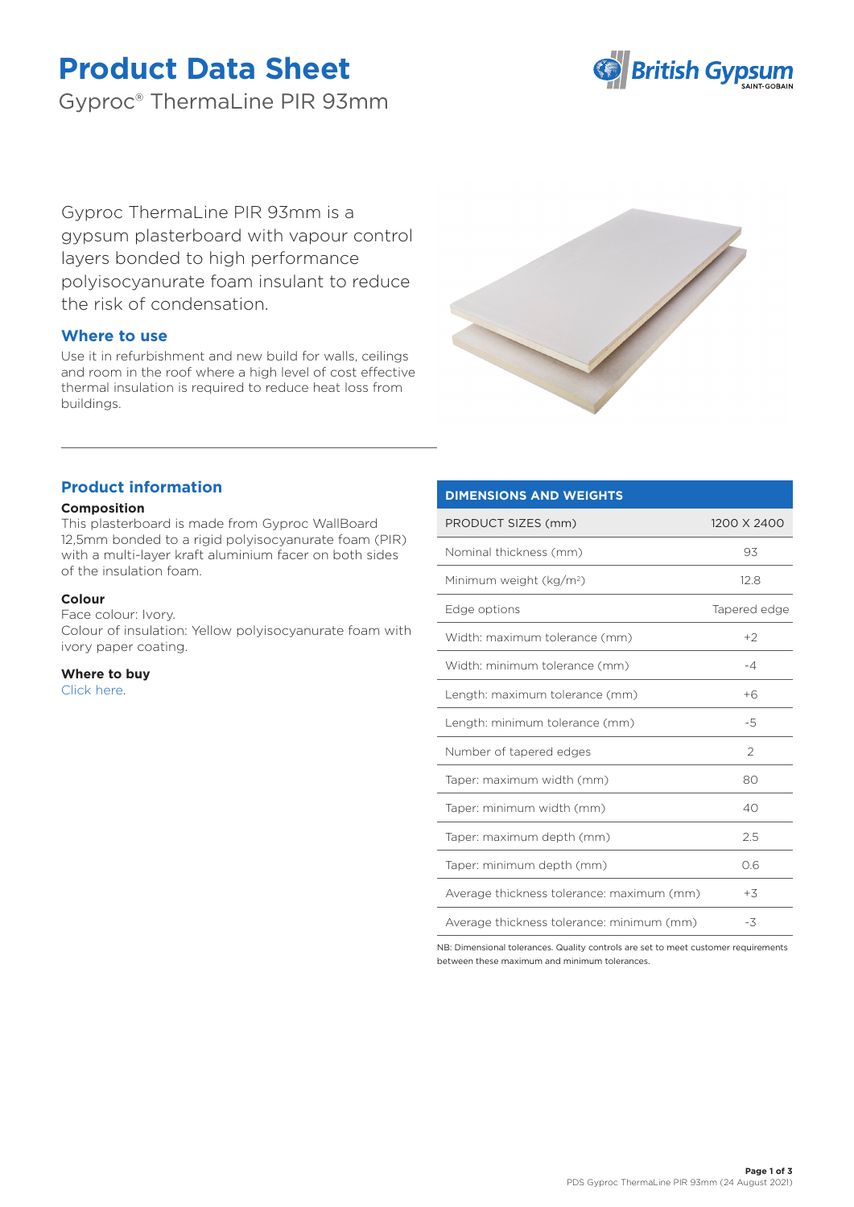# Product Data Sheet

Gyproc® ThermaLine PIR 93mm

Gyproc ThermaLine PIR 93mm is a gypsum plasterboard with vapour control layers bonded to high performance polyisocyanurate foam insulant to reduce the risk of condensation.

## Where to use

Use it in refurbishment and new build for walls, ceilings and room in the roof where a high level of cost effective thermal insulation is required to reduce heat loss from buildings.

## Product information

**Composition**

This plasterboard is made from Gyproc WallBoard 12,5mm bonded to a rigid polyisocyanurate foam (PIR) with a multi-layer kraft aluminium facer on both sides of the insulation foam.

**Colour**

Face colour: Ivory.
Colour of insulation: Yellow polyisocyanurate foam with ivory paper coating.

**Where to buy**

Click here.

| DIMENSIONS AND WEIGHTS | |
|---|---|
| PRODUCT SIZES (mm) | 1200 X 2400 |
| Nominal thickness (mm) | 93 |
| Minimum weight (kg/m²) | 12.8 |
| Edge options | Tapered edge |
| Width: maximum tolerance (mm) | +2 |
| Width: minimum tolerance (mm) | -4 |
| Length: maximum tolerance (mm) | +6 |
| Length: minimum tolerance (mm) | -5 |
| Number of tapered edges | 2 |
| Taper: maximum width (mm) | 80 |
| Taper: minimum width (mm) | 40 |
| Taper: maximum depth (mm) | 2.5 |
| Taper: minimum depth (mm) | 0.6 |
| Average thickness tolerance: maximum (mm) | +3 |
| Average thickness tolerance: minimum (mm) | -3 |

NB: Dimensional tolerances. Quality controls are set to meet customer requirements between these maximum and minimum tolerances.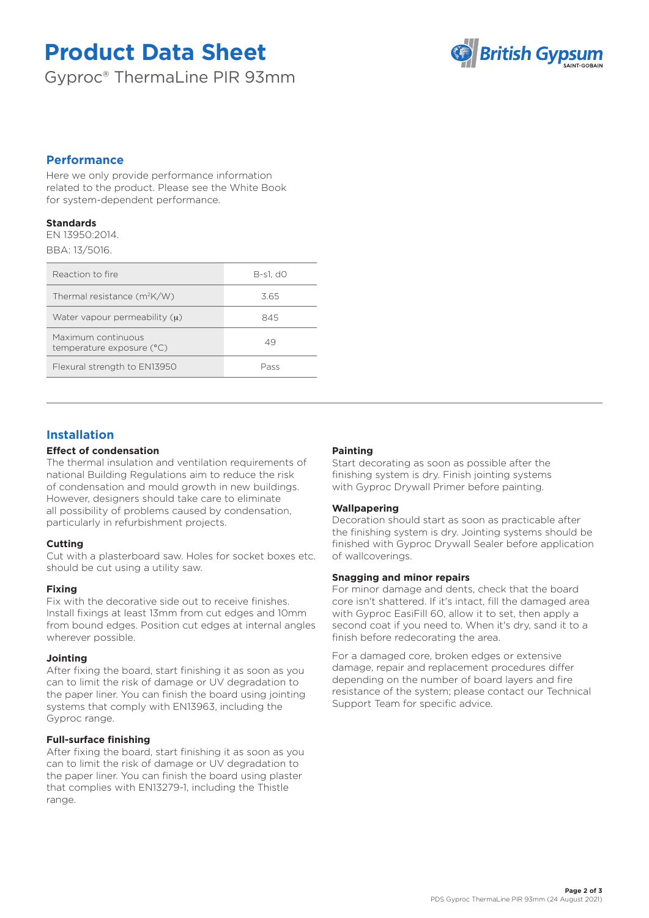# Product Data Sheet

Gyproc® ThermaLine PIR 93mm

## Performance

Here we only provide performance information related to the product. Please see the White Book for system-dependent performance.

**Standards**

EN 13950:2014.

BBA: 13/5016.

| Reaction to fire | B-s1, d0 |
|---|---|
| Thermal resistance ($m^2K/W$) | 3.65 |
| Water vapour permeability ($\mu$) | 845 |
| Maximum continuous temperature exposure (°C) | 49 |
| Flexural strength to EN13950 | Pass |

## Installation

**Effect of condensation**

The thermal insulation and ventilation requirements of national Building Regulations aim to reduce the risk of condensation and mould growth in new buildings. However, designers should take care to eliminate all possibility of problems caused by condensation, particularly in refurbishment projects.

**Cutting**

Cut with a plasterboard saw. Holes for socket boxes etc. should be cut using a utility saw.

**Fixing**

Fix with the decorative side out to receive finishes. Install fixings at least 13mm from cut edges and 10mm from bound edges. Position cut edges at internal angles wherever possible.

**Jointing**

After fixing the board, start finishing it as soon as you can to limit the risk of damage or UV degradation to the paper liner. You can finish the board using jointing systems that comply with EN13963, including the Gyproc range.

**Full-surface finishing**

After fixing the board, start finishing it as soon as you can to limit the risk of damage or UV degradation to the paper liner. You can finish the board using plaster that complies with EN13279-1, including the Thistle range.

**Painting**

Start decorating as soon as possible after the finishing system is dry. Finish jointing systems with Gyproc Drywall Primer before painting.

**Wallpapering**

Decoration should start as soon as practicable after the finishing system is dry. Jointing systems should be finished with Gyproc Drywall Sealer before application of wallcoverings.

**Snagging and minor repairs**

For minor damage and dents, check that the board core isn't shattered. If it's intact, fill the damaged area with Gyproc EasiFill 60, allow it to set, then apply a second coat if you need to. When it's dry, sand it to a finish before redecorating the area.

For a damaged core, broken edges or extensive damage, repair and replacement procedures differ depending on the number of board layers and fire resistance of the system; please contact our Technical Support Team for specific advice.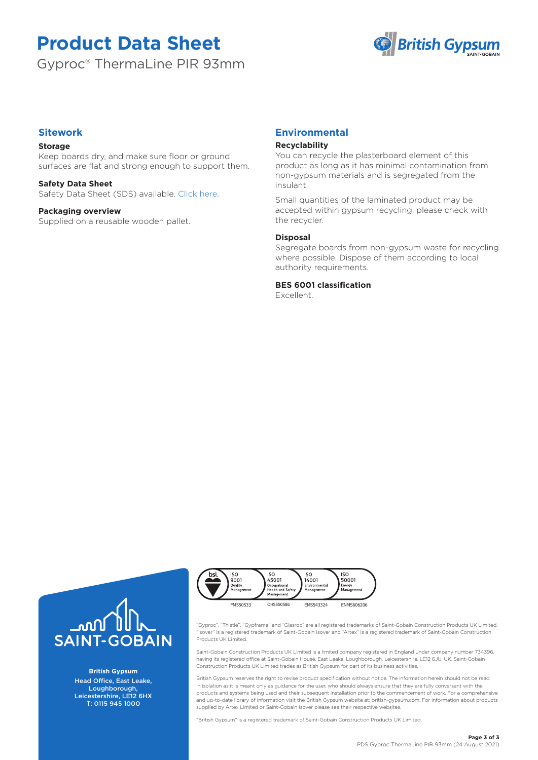# Product Data Sheet

Gyproc® ThermaLine PIR 93mm

## Sitework

**Storage**

Keep boards dry, and make sure floor or ground surfaces are flat and strong enough to support them.

**Safety Data Sheet**

Safety Data Sheet (SDS) available. Click here.

**Packaging overview**

Supplied on a reusable wooden pallet.

## Environmental

**Recyclability**

You can recycle the plasterboard element of this product as long as it has minimal contamination from non-gypsum materials and is segregated from the insulant.

Small quantities of the laminated product may be accepted within gypsum recycling, please check with the recycler.

**Disposal**

Segregate boards from non-gypsum waste for recycling where possible. Dispose of them according to local authority requirements.

**BES 6001 classification**

Excellent.

ISO 9001 Quality Management FM550533

ISO 45001 Occupational Health and Safety Management OHS550586

ISO 14001 Environmental Management EMS543324

ISO 50001 Energy Management ENMS606206

**British Gypsum**
Head Office, East Leake,
Loughborough,
Leicestershire, LE12 6HX
T: 0115 945 1000

"Gyproc", "Thistle", "Gypframe" and "Glasroc" are all registered trademarks of Saint-Gobain Construction Products UK Limited. "Isover" is a registered trademark of Saint-Gobain Isover and "Artex" is a registered trademark of Saint-Gobain Construction Products UK Limited.

Saint-Gobain Construction Products UK Limited is a limited company registered in England under company number 734396, having its registered office at Saint-Gobain House, East Leake, Loughborough, Leicestershire, LE12 6JU, UK. Saint-Gobain Construction Products UK Limited trades as British Gypsum for part of its business activities.

British Gypsum reserves the right to revise product specification without notice. The information herein should not be read in isolation as it is meant only as guidance for the user, who should always ensure that they are fully conversant with the products and systems being used and their subsequent installation prior to the commencement of work. For a comprehensive and up-to-date library of information visit the British Gypsum website at: british-gypsum.com. For information about products supplied by Artex Limited or Saint-Gobain Isover please see their respective websites.

"British Gypsum" is a registered trademark of Saint-Gobain Construction Products UK Limited.

PDS Gyproc ThermaLine PIR 93mm (24 August 2021)